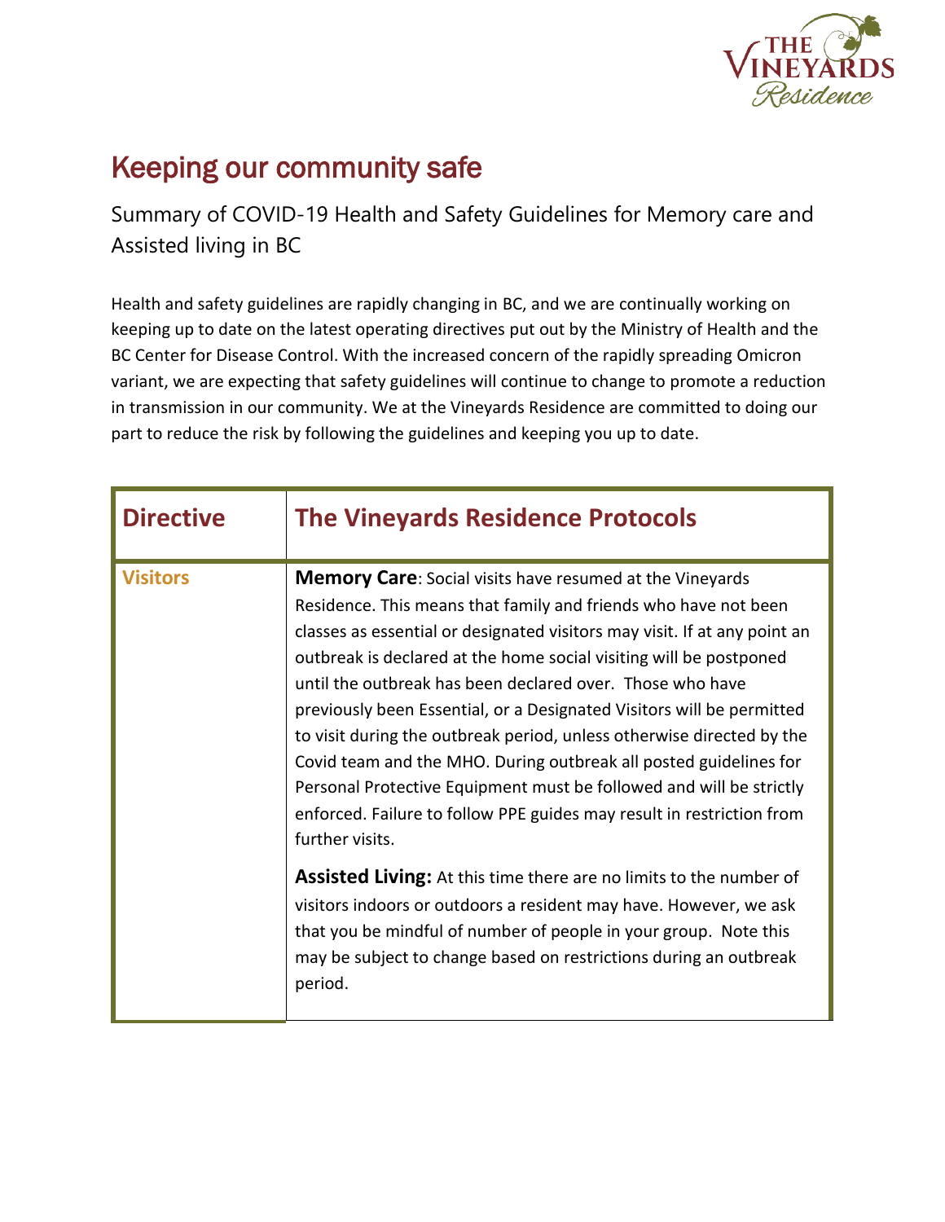# Keeping our community safe

Summary of COVID-19 Health and Safety Guidelines for Memory care and Assisted living in BC

Health and safety guidelines are rapidly changing in BC, and we are continually working on keeping up to date on the latest operating directives put out by the Ministry of Health and the BC Center for Disease Control. With the increased concern of the rapidly spreading Omicron variant, we are expecting that safety guidelines will continue to change to promote a reduction in transmission in our community. We at the Vineyards Residence are committed to doing our part to reduce the risk by following the guidelines and keeping you up to date.

| Directive | The Vineyards Residence Protocols |
|---|---|
| **Visitors** | **Memory Care**: Social visits have resumed at the Vineyards Residence. This means that family and friends who have not been classes as essential or designated visitors may visit. If at any point an outbreak is declared at the home social visiting will be postponed until the outbreak has been declared over. Those who have previously been Essential, or a Designated Visitors will be permitted to visit during the outbreak period, unless otherwise directed by the Covid team and the MHO. During outbreak all posted guidelines for Personal Protective Equipment must be followed and will be strictly enforced. Failure to follow PPE guides may result in restriction from further visits.<br><br>**Assisted Living:** At this time there are no limits to the number of visitors indoors or outdoors a resident may have. However, we ask that you be mindful of number of people in your group. Note this may be subject to change based on restrictions during an outbreak period. |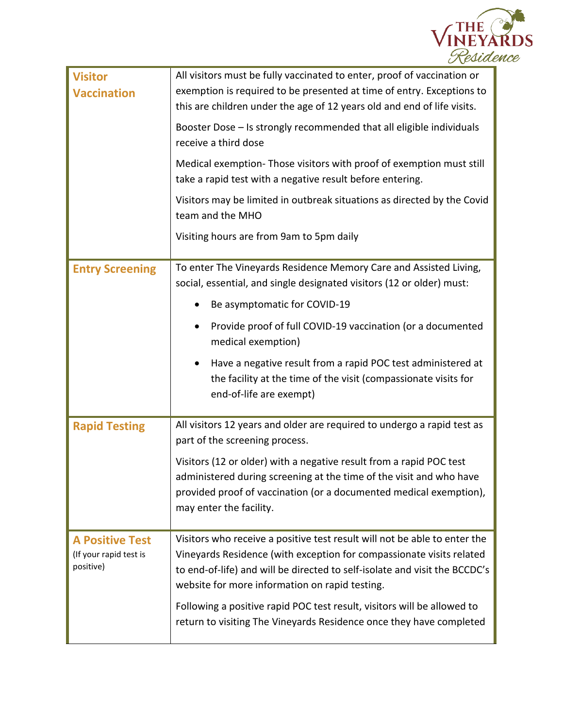| | |
|---|---|
| **Visitor Vaccination** | All visitors must be fully vaccinated to enter, proof of vaccination or exemption is required to be presented at time of entry. Exceptions to this are children under the age of 12 years old and end of life visits.<br><br>Booster Dose – Is strongly recommended that all eligible individuals receive a third dose<br><br>Medical exemption- Those visitors with proof of exemption must still take a rapid test with a negative result before entering.<br><br>Visitors may be limited in outbreak situations as directed by the Covid team and the MHO<br><br>Visiting hours are from 9am to 5pm daily |
| **Entry Screening** | To enter The Vineyards Residence Memory Care and Assisted Living, social, essential, and single designated visitors (12 or older) must:<br><br>• Be asymptomatic for COVID-19<br>• Provide proof of full COVID-19 vaccination (or a documented medical exemption)<br>• Have a negative result from a rapid POC test administered at the facility at the time of the visit (compassionate visits for end-of-life are exempt) |
| **Rapid Testing** | All visitors 12 years and older are required to undergo a rapid test as part of the screening process.<br><br>Visitors (12 or older) with a negative result from a rapid POC test administered during screening at the time of the visit and who have provided proof of vaccination (or a documented medical exemption), may enter the facility. |
| **A Positive Test** (If your rapid test is positive) | Visitors who receive a positive test result will not be able to enter the Vineyards Residence (with exception for compassionate visits related to end-of-life) and will be directed to self-isolate and visit the BCCDC's website for more information on rapid testing.<br><br>Following a positive rapid POC test result, visitors will be allowed to return to visiting The Vineyards Residence once they have completed |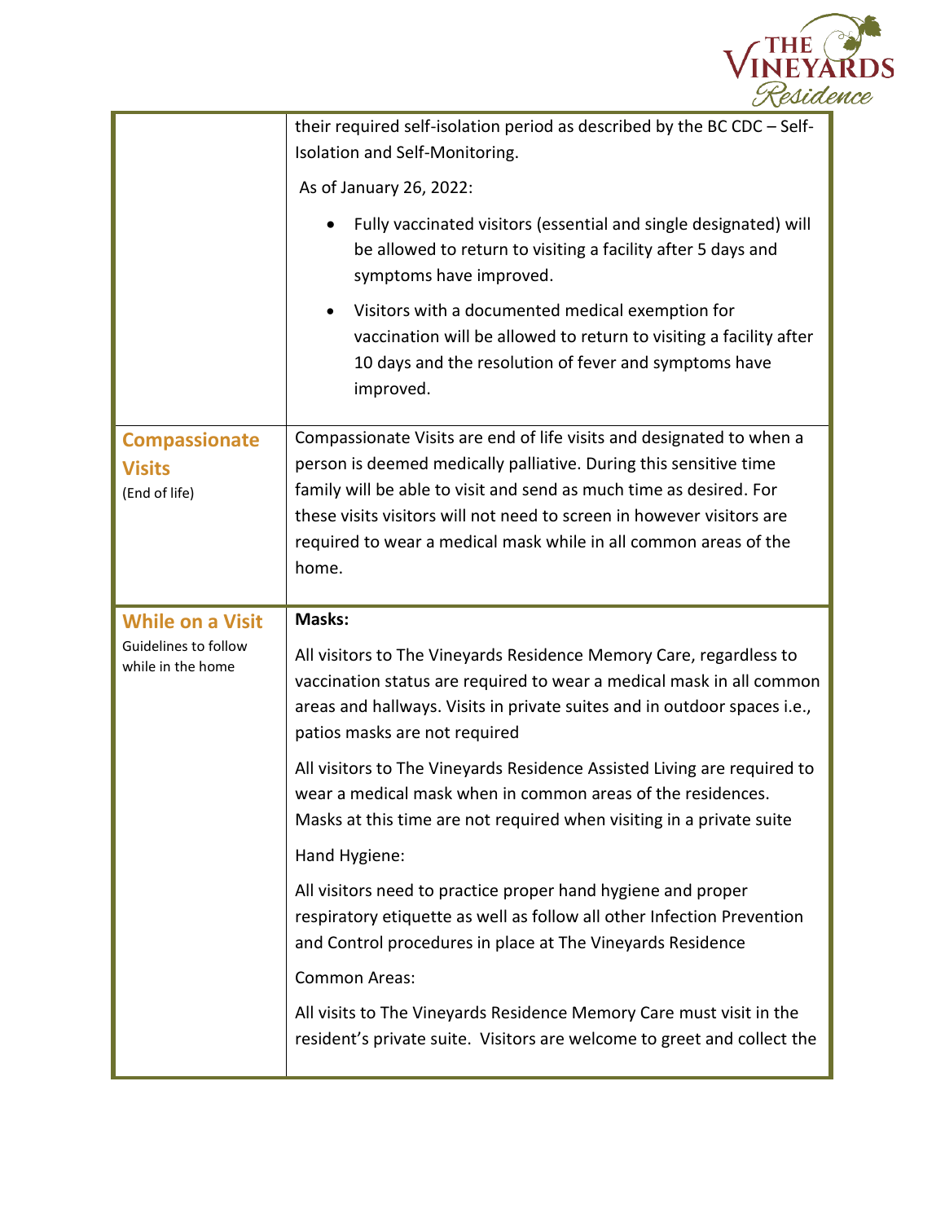| | |
|---|---|
| | their required self-isolation period as described by the BC CDC – Self-Isolation and Self-Monitoring.<br><br>As of January 26, 2022:<br><br>• Fully vaccinated visitors (essential and single designated) will be allowed to return to visiting a facility after 5 days and symptoms have improved.<br><br>• Visitors with a documented medical exemption for vaccination will be allowed to return to visiting a facility after 10 days and the resolution of fever and symptoms have improved. |
| **Compassionate Visits**<br>(End of life) | Compassionate Visits are end of life visits and designated to when a person is deemed medically palliative. During this sensitive time family will be able to visit and send as much time as desired. For these visits visitors will not need to screen in however visitors are required to wear a medical mask while in all common areas of the home. |
| **While on a Visit**<br>Guidelines to follow while in the home | **Masks:**<br><br>All visitors to The Vineyards Residence Memory Care, regardless to vaccination status are required to wear a medical mask in all common areas and hallways. Visits in private suites and in outdoor spaces i.e., patios masks are not required<br><br>All visitors to The Vineyards Residence Assisted Living are required to wear a medical mask when in common areas of the residences. Masks at this time are not required when visiting in a private suite<br><br>Hand Hygiene:<br><br>All visitors need to practice proper hand hygiene and proper respiratory etiquette as well as follow all other Infection Prevention and Control procedures in place at The Vineyards Residence<br><br>Common Areas:<br><br>All visits to The Vineyards Residence Memory Care must visit in the resident's private suite. Visitors are welcome to greet and collect the |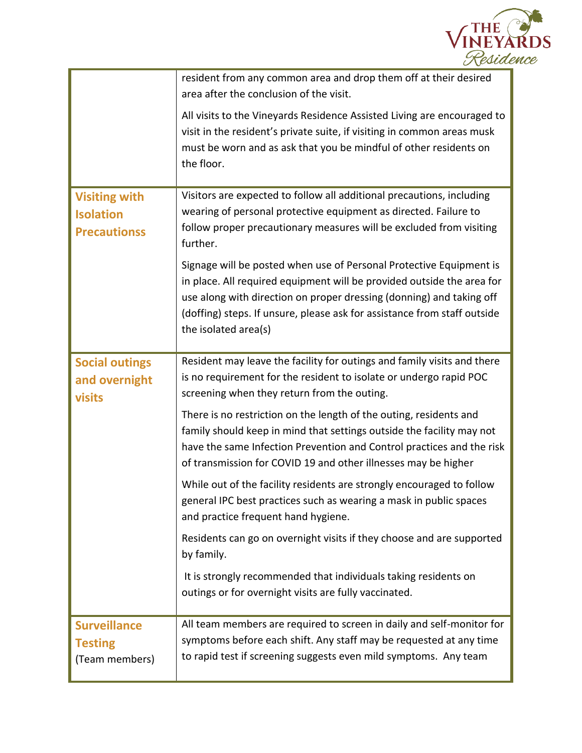| | |
|---|---|
| | resident from any common area and drop them off at their desired area after the conclusion of the visit.<br><br>All visits to the Vineyards Residence Assisted Living are encouraged to visit in the resident's private suite, if visiting in common areas musk must be worn and as ask that you be mindful of other residents on the floor. |
| **Visiting with Isolation Precautionss** | Visitors are expected to follow all additional precautions, including wearing of personal protective equipment as directed. Failure to follow proper precautionary measures will be excluded from visiting further.<br><br>Signage will be posted when use of Personal Protective Equipment is in place. All required equipment will be provided outside the area for use along with direction on proper dressing (donning) and taking off (doffing) steps. If unsure, please ask for assistance from staff outside the isolated area(s) |
| **Social outings and overnight visits** | Resident may leave the facility for outings and family visits and there is no requirement for the resident to isolate or undergo rapid POC screening when they return from the outing.<br><br>There is no restriction on the length of the outing, residents and family should keep in mind that settings outside the facility may not have the same Infection Prevention and Control practices and the risk of transmission for COVID 19 and other illnesses may be higher<br><br>While out of the facility residents are strongly encouraged to follow general IPC best practices such as wearing a mask in public spaces and practice frequent hand hygiene.<br><br>Residents can go on overnight visits if they choose and are supported by family.<br><br>It is strongly recommended that individuals taking residents on outings or for overnight visits are fully vaccinated. |
| **Surveillance Testing** (Team members) | All team members are required to screen in daily and self-monitor for symptoms before each shift. Any staff may be requested at any time to rapid test if screening suggests even mild symptoms. Any team |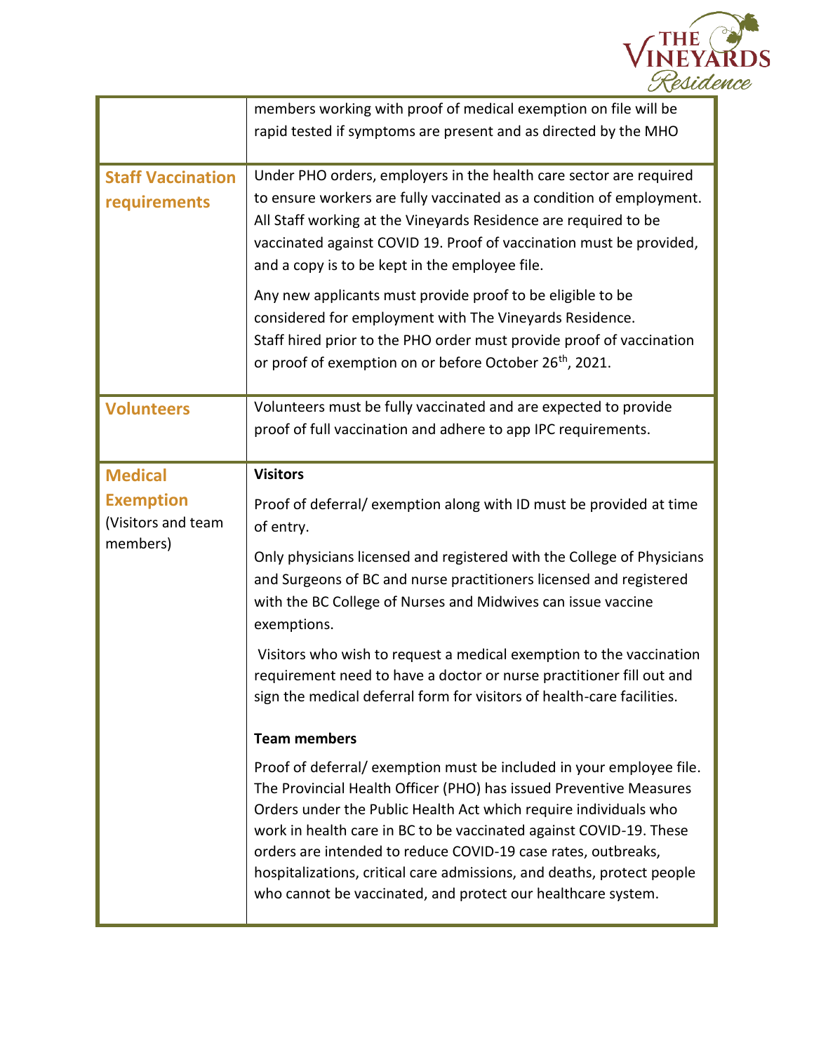| | |
|---|---|
| | members working with proof of medical exemption on file will be rapid tested if symptoms are present and as directed by the MHO |
| **Staff Vaccination requirements** | Under PHO orders, employers in the health care sector are required to ensure workers are fully vaccinated as a condition of employment. All Staff working at the Vineyards Residence are required to be vaccinated against COVID 19. Proof of vaccination must be provided, and a copy is to be kept in the employee file.<br><br>Any new applicants must provide proof to be eligible to be considered for employment with The Vineyards Residence. Staff hired prior to the PHO order must provide proof of vaccination or proof of exemption on or before October 26th, 2021. |
| **Volunteers** | Volunteers must be fully vaccinated and are expected to provide proof of full vaccination and adhere to app IPC requirements. |
| **Medical Exemption** (Visitors and team members) | **Visitors**<br><br>Proof of deferral/ exemption along with ID must be provided at time of entry.<br><br>Only physicians licensed and registered with the College of Physicians and Surgeons of BC and nurse practitioners licensed and registered with the BC College of Nurses and Midwives can issue vaccine exemptions.<br><br>Visitors who wish to request a medical exemption to the vaccination requirement need to have a doctor or nurse practitioner fill out and sign the medical deferral form for visitors of health-care facilities.<br><br>**Team members**<br><br>Proof of deferral/ exemption must be included in your employee file. The Provincial Health Officer (PHO) has issued Preventive Measures Orders under the Public Health Act which require individuals who work in health care in BC to be vaccinated against COVID-19. These orders are intended to reduce COVID-19 case rates, outbreaks, hospitalizations, critical care admissions, and deaths, protect people who cannot be vaccinated, and protect our healthcare system. |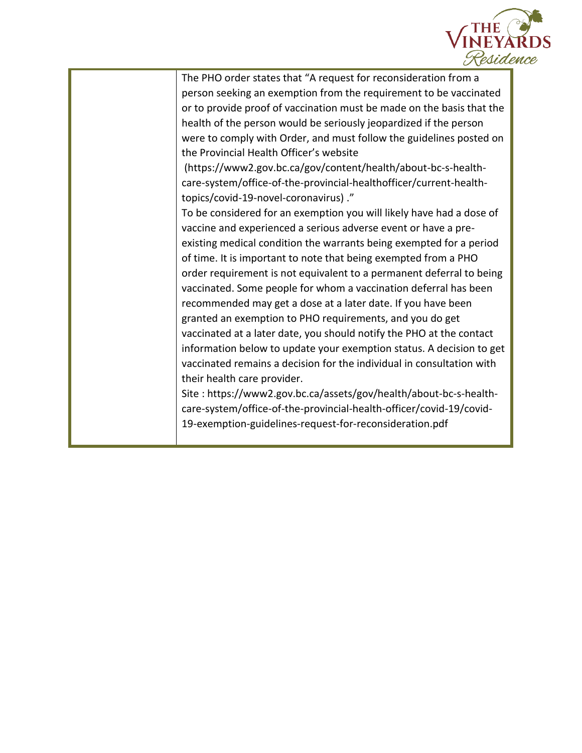| | |
|---|---|
| | The PHO order states that "A request for reconsideration from a person seeking an exemption from the requirement to be vaccinated or to provide proof of vaccination must be made on the basis that the health of the person would be seriously jeopardized if the person were to comply with Order, and must follow the guidelines posted on the Provincial Health Officer's website (https://www2.gov.bc.ca/gov/content/health/about-bc-s-health-care-system/office-of-the-provincial-healthofficer/current-health-topics/covid-19-novel-coronavirus) ."<br>To be considered for an exemption you will likely have had a dose of vaccine and experienced a serious adverse event or have a pre-existing medical condition the warrants being exempted for a period of time. It is important to note that being exempted from a PHO order requirement is not equivalent to a permanent deferral to being vaccinated. Some people for whom a vaccination deferral has been recommended may get a dose at a later date. If you have been granted an exemption to PHO requirements, and you do get vaccinated at a later date, you should notify the PHO at the contact information below to update your exemption status. A decision to get vaccinated remains a decision for the individual in consultation with their health care provider.<br>Site : https://www2.gov.bc.ca/assets/gov/health/about-bc-s-health-care-system/office-of-the-provincial-health-officer/covid-19/covid-19-exemption-guidelines-request-for-reconsideration.pdf |